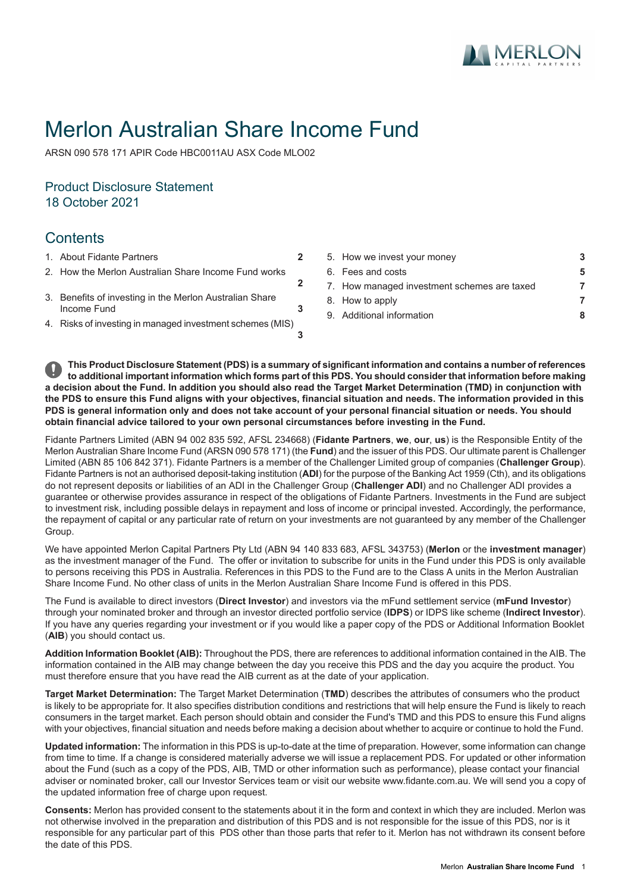# Merlon Australian Share Income Fund

ARSN 090 578 171 APIR Code HBC0011AU ASX Code MLO02

## Product Disclosure Statement
18 October 2021

## Contents

1. About Fidante Partners — 2
2. How the Merlon Australian Share Income Fund works — 2
3. Benefits of investing in the Merlon Australian Share Income Fund — 3
4. Risks of investing in managed investment schemes (MIS) — 3
5. How we invest your money — 3
6. Fees and costs — 5
7. How managed investment schemes are taxed — 7
8. How to apply — 7
9. Additional information — 8

**This Product Disclosure Statement (PDS) is a summary of significant information and contains a number of references to additional important information which forms part of this PDS. You should consider that information before making a decision about the Fund. In addition you should also read the Target Market Determination (TMD) in conjunction with the PDS to ensure this Fund aligns with your objectives, financial situation and needs. The information provided in this PDS is general information only and does not take account of your personal financial situation or needs. You should obtain financial advice tailored to your own personal circumstances before investing in the Fund.**

Fidante Partners Limited (ABN 94 002 835 592, AFSL 234668) (**Fidante Partners**, **we**, **our**, **us**) is the Responsible Entity of the Merlon Australian Share Income Fund (ARSN 090 578 171) (the **Fund**) and the issuer of this PDS. Our ultimate parent is Challenger Limited (ABN 85 106 842 371). Fidante Partners is a member of the Challenger Limited group of companies (**Challenger Group**). Fidante Partners is not an authorised deposit-taking institution (**ADI**) for the purpose of the Banking Act 1959 (Cth), and its obligations do not represent deposits or liabilities of an ADI in the Challenger Group (**Challenger ADI**) and no Challenger ADI provides a guarantee or otherwise provides assurance in respect of the obligations of Fidante Partners. Investments in the Fund are subject to investment risk, including possible delays in repayment and loss of income or principal invested. Accordingly, the performance, the repayment of capital or any particular rate of return on your investments are not guaranteed by any member of the Challenger Group.

We have appointed Merlon Capital Partners Pty Ltd (ABN 94 140 833 683, AFSL 343753) (**Merlon** or the **investment manager**) as the investment manager of the Fund. The offer or invitation to subscribe for units in the Fund under this PDS is only available to persons receiving this PDS in Australia. References in this PDS to the Fund are to the Class A units in the Merlon Australian Share Income Fund. No other class of units in the Merlon Australian Share Income Fund is offered in this PDS.

The Fund is available to direct investors (**Direct Investor**) and investors via the mFund settlement service (**mFund Investor**) through your nominated broker and through an investor directed portfolio service (**IDPS**) or IDPS like scheme (**Indirect Investor**). If you have any queries regarding your investment or if you would like a paper copy of the PDS or Additional Information Booklet (**AIB**) you should contact us.

**Addition Information Booklet (AIB):** Throughout the PDS, there are references to additional information contained in the AIB. The information contained in the AIB may change between the day you receive this PDS and the day you acquire the product. You must therefore ensure that you have read the AIB current as at the date of your application.

**Target Market Determination:** The Target Market Determination (**TMD**) describes the attributes of consumers who the product is likely to be appropriate for. It also specifies distribution conditions and restrictions that will help ensure the Fund is likely to reach consumers in the target market. Each person should obtain and consider the Fund's TMD and this PDS to ensure this Fund aligns with your objectives, financial situation and needs before making a decision about whether to acquire or continue to hold the Fund.

**Updated information:** The information in this PDS is up-to-date at the time of preparation. However, some information can change from time to time. If a change is considered materially adverse we will issue a replacement PDS. For updated or other information about the Fund (such as a copy of the PDS, AIB, TMD or other information such as performance), please contact your financial adviser or nominated broker, call our Investor Services team or visit our website www.fidante.com.au. We will send you a copy of the updated information free of charge upon request.

**Consents:** Merlon has provided consent to the statements about it in the form and context in which they are included. Merlon was not otherwise involved in the preparation and distribution of this PDS and is not responsible for the issue of this PDS, nor is it responsible for any particular part of this PDS other than those parts that refer to it. Merlon has not withdrawn its consent before the date of this PDS.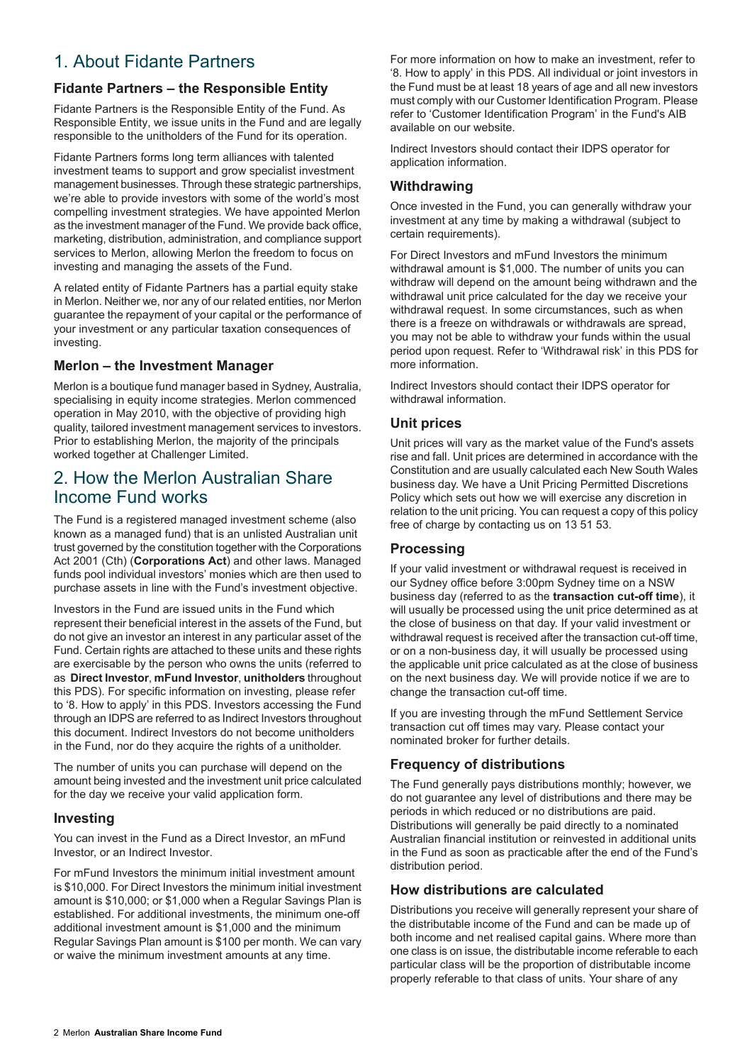# 1. About Fidante Partners

### Fidante Partners – the Responsible Entity

Fidante Partners is the Responsible Entity of the Fund. As Responsible Entity, we issue units in the Fund and are legally responsible to the unitholders of the Fund for its operation.

Fidante Partners forms long term alliances with talented investment teams to support and grow specialist investment management businesses. Through these strategic partnerships, we're able to provide investors with some of the world's most compelling investment strategies. We have appointed Merlon as the investment manager of the Fund. We provide back office, marketing, distribution, administration, and compliance support services to Merlon, allowing Merlon the freedom to focus on investing and managing the assets of the Fund.

A related entity of Fidante Partners has a partial equity stake in Merlon. Neither we, nor any of our related entities, nor Merlon guarantee the repayment of your capital or the performance of your investment or any particular taxation consequences of investing.

### Merlon – the Investment Manager

Merlon is a boutique fund manager based in Sydney, Australia, specialising in equity income strategies. Merlon commenced operation in May 2010, with the objective of providing high quality, tailored investment management services to investors. Prior to establishing Merlon, the majority of the principals worked together at Challenger Limited.

# 2. How the Merlon Australian Share Income Fund works

The Fund is a registered managed investment scheme (also known as a managed fund) that is an unlisted Australian unit trust governed by the constitution together with the Corporations Act 2001 (Cth) (**Corporations Act**) and other laws. Managed funds pool individual investors' monies which are then used to purchase assets in line with the Fund's investment objective.

Investors in the Fund are issued units in the Fund which represent their beneficial interest in the assets of the Fund, but do not give an investor an interest in any particular asset of the Fund. Certain rights are attached to these units and these rights are exercisable by the person who owns the units (referred to as **Direct Investor**, **mFund Investor**, **unitholders** throughout this PDS). For specific information on investing, please refer to '8. How to apply' in this PDS. Investors accessing the Fund through an IDPS are referred to as Indirect Investors throughout this document. Indirect Investors do not become unitholders in the Fund, nor do they acquire the rights of a unitholder.

The number of units you can purchase will depend on the amount being invested and the investment unit price calculated for the day we receive your valid application form.

### Investing

You can invest in the Fund as a Direct Investor, an mFund Investor, or an Indirect Investor.

For mFund Investors the minimum initial investment amount is $10,000. For Direct Investors the minimum initial investment amount is $10,000; or $1,000 when a Regular Savings Plan is established. For additional investments, the minimum one-off additional investment amount is $1,000 and the minimum Regular Savings Plan amount is $100 per month. We can vary or waive the minimum investment amounts at any time.

For more information on how to make an investment, refer to '8. How to apply' in this PDS. All individual or joint investors in the Fund must be at least 18 years of age and all new investors must comply with our Customer Identification Program. Please refer to 'Customer Identification Program' in the Fund's AIB available on our website.

Indirect Investors should contact their IDPS operator for application information.

### Withdrawing

Once invested in the Fund, you can generally withdraw your investment at any time by making a withdrawal (subject to certain requirements).

For Direct Investors and mFund Investors the minimum withdrawal amount is $1,000. The number of units you can withdraw will depend on the amount being withdrawn and the withdrawal unit price calculated for the day we receive your withdrawal request. In some circumstances, such as when there is a freeze on withdrawals or withdrawals are spread, you may not be able to withdraw your funds within the usual period upon request. Refer to 'Withdrawal risk' in this PDS for more information.

Indirect Investors should contact their IDPS operator for withdrawal information.

### Unit prices

Unit prices will vary as the market value of the Fund's assets rise and fall. Unit prices are determined in accordance with the Constitution and are usually calculated each New South Wales business day. We have a Unit Pricing Permitted Discretions Policy which sets out how we will exercise any discretion in relation to the unit pricing. You can request a copy of this policy free of charge by contacting us on 13 51 53.

### Processing

If your valid investment or withdrawal request is received in our Sydney office before 3:00pm Sydney time on a NSW business day (referred to as the **transaction cut-off time**), it will usually be processed using the unit price determined as at the close of business on that day. If your valid investment or withdrawal request is received after the transaction cut-off time, or on a non-business day, it will usually be processed using the applicable unit price calculated as at the close of business on the next business day. We will provide notice if we are to change the transaction cut-off time.

If you are investing through the mFund Settlement Service transaction cut off times may vary. Please contact your nominated broker for further details.

### Frequency of distributions

The Fund generally pays distributions monthly; however, we do not guarantee any level of distributions and there may be periods in which reduced or no distributions are paid. Distributions will generally be paid directly to a nominated Australian financial institution or reinvested in additional units in the Fund as soon as practicable after the end of the Fund's distribution period.

### How distributions are calculated

Distributions you receive will generally represent your share of the distributable income of the Fund and can be made up of both income and net realised capital gains. Where more than one class is on issue, the distributable income referable to each particular class will be the proportion of distributable income properly referable to that class of units. Your share of any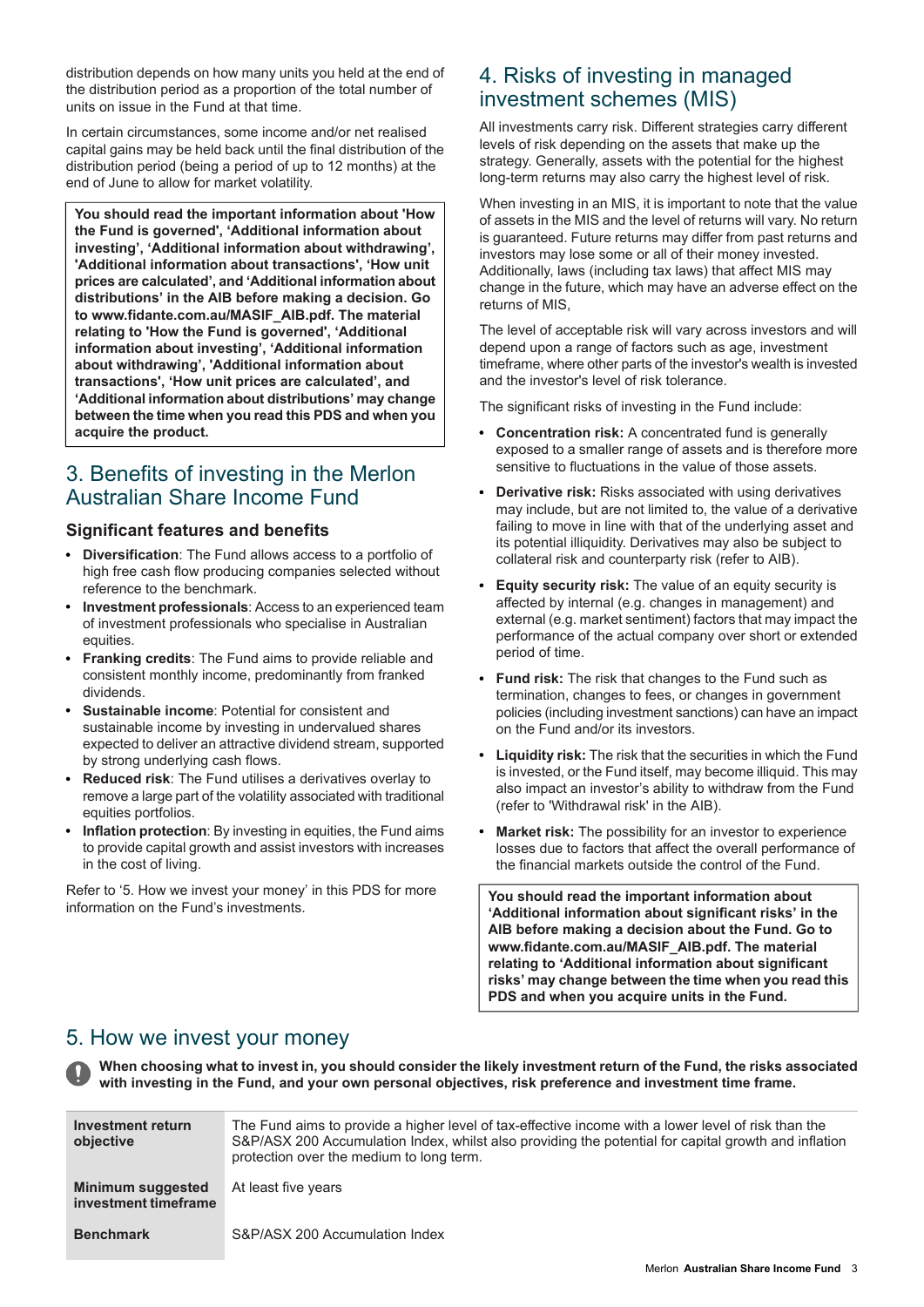distribution depends on how many units you held at the end of the distribution period as a proportion of the total number of units on issue in the Fund at that time.

In certain circumstances, some income and/or net realised capital gains may be held back until the final distribution of the distribution period (being a period of up to 12 months) at the end of June to allow for market volatility.

**You should read the important information about 'How the Fund is governed', 'Additional information about investing', 'Additional information about withdrawing', 'Additional information about transactions', 'How unit prices are calculated', and 'Additional information about distributions' in the AIB before making a decision. Go to www.fidante.com.au/MASIF_AIB.pdf. The material relating to 'How the Fund is governed', 'Additional information about investing', 'Additional information about withdrawing', 'Additional information about transactions', 'How unit prices are calculated', and 'Additional information about distributions' may change between the time when you read this PDS and when you acquire the product.**

## 3. Benefits of investing in the Merlon Australian Share Income Fund

### Significant features and benefits

- **Diversification**: The Fund allows access to a portfolio of high free cash flow producing companies selected without reference to the benchmark.
- **Investment professionals**: Access to an experienced team of investment professionals who specialise in Australian equities.
- **Franking credits**: The Fund aims to provide reliable and consistent monthly income, predominantly from franked dividends.
- **Sustainable income**: Potential for consistent and sustainable income by investing in undervalued shares expected to deliver an attractive dividend stream, supported by strong underlying cash flows.
- **Reduced risk**: The Fund utilises a derivatives overlay to remove a large part of the volatility associated with traditional equities portfolios.
- **Inflation protection**: By investing in equities, the Fund aims to provide capital growth and assist investors with increases in the cost of living.

Refer to '5. How we invest your money' in this PDS for more information on the Fund's investments.

## 4. Risks of investing in managed investment schemes (MIS)

All investments carry risk. Different strategies carry different levels of risk depending on the assets that make up the strategy. Generally, assets with the potential for the highest long-term returns may also carry the highest level of risk.

When investing in an MIS, it is important to note that the value of assets in the MIS and the level of returns will vary. No return is guaranteed. Future returns may differ from past returns and investors may lose some or all of their money invested. Additionally, laws (including tax laws) that affect MIS may change in the future, which may have an adverse effect on the returns of MIS,

The level of acceptable risk will vary across investors and will depend upon a range of factors such as age, investment timeframe, where other parts of the investor's wealth is invested and the investor's level of risk tolerance.

The significant risks of investing in the Fund include:

- **Concentration risk:** A concentrated fund is generally exposed to a smaller range of assets and is therefore more sensitive to fluctuations in the value of those assets.
- **Derivative risk:** Risks associated with using derivatives may include, but are not limited to, the value of a derivative failing to move in line with that of the underlying asset and its potential illiquidity. Derivatives may also be subject to collateral risk and counterparty risk (refer to AIB).
- **Equity security risk:** The value of an equity security is affected by internal (e.g. changes in management) and external (e.g. market sentiment) factors that may impact the performance of the actual company over short or extended period of time.
- **Fund risk:** The risk that changes to the Fund such as termination, changes to fees, or changes in government policies (including investment sanctions) can have an impact on the Fund and/or its investors.
- **Liquidity risk:** The risk that the securities in which the Fund is invested, or the Fund itself, may become illiquid. This may also impact an investor's ability to withdraw from the Fund (refer to 'Withdrawal risk' in the AIB).
- **Market risk:** The possibility for an investor to experience losses due to factors that affect the overall performance of the financial markets outside the control of the Fund.

**You should read the important information about 'Additional information about significant risks' in the AIB before making a decision about the Fund. Go to www.fidante.com.au/MASIF_AIB.pdf. The material relating to 'Additional information about significant risks' may change between the time when you read this PDS and when you acquire units in the Fund.**

## 5. How we invest your money

**When choosing what to invest in, you should consider the likely investment return of the Fund, the risks associated with investing in the Fund, and your own personal objectives, risk preference and investment time frame.**

| | |
|---|---|
| **Investment return objective** | The Fund aims to provide a higher level of tax-effective income with a lower level of risk than the S&P/ASX 200 Accumulation Index, whilst also providing the potential for capital growth and inflation protection over the medium to long term. |
| **Minimum suggested investment timeframe** | At least five years |
| **Benchmark** | S&P/ASX 200 Accumulation Index |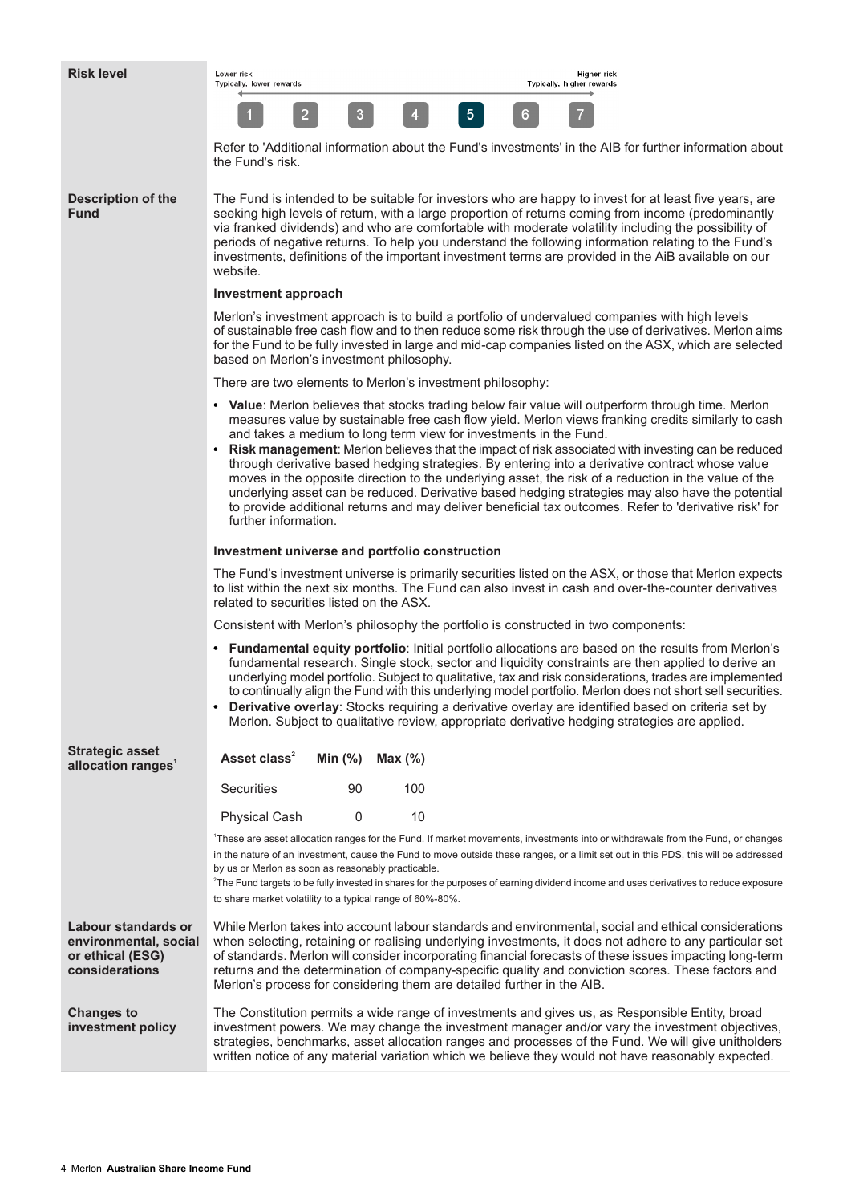**Risk level**

Lower risk
Typically, lower rewards

Higher risk
Typically, higher rewards

1 2 3 4 **5** 6 7

Refer to 'Additional information about the Fund's investments' in the AIB for further information about the Fund's risk.

**Description of the Fund**

The Fund is intended to be suitable for investors who are happy to invest for at least five years, are seeking high levels of return, with a large proportion of returns coming from income (predominantly via franked dividends) and who are comfortable with moderate volatility including the possibility of periods of negative returns. To help you understand the following information relating to the Fund's investments, definitions of the important investment terms are provided in the AiB available on our website.

**Investment approach**

Merlon's investment approach is to build a portfolio of undervalued companies with high levels of sustainable free cash flow and to then reduce some risk through the use of derivatives. Merlon aims for the Fund to be fully invested in large and mid-cap companies listed on the ASX, which are selected based on Merlon's investment philosophy.

There are two elements to Merlon's investment philosophy:

- **Value**: Merlon believes that stocks trading below fair value will outperform through time. Merlon measures value by sustainable free cash flow yield. Merlon views franking credits similarly to cash and takes a medium to long term view for investments in the Fund.
- **Risk management**: Merlon believes that the impact of risk associated with investing can be reduced through derivative based hedging strategies. By entering into a derivative contract whose value moves in the opposite direction to the underlying asset, the risk of a reduction in the value of the underlying asset can be reduced. Derivative based hedging strategies may also have the potential to provide additional returns and may deliver beneficial tax outcomes. Refer to 'derivative risk' for further information.

**Investment universe and portfolio construction**

The Fund's investment universe is primarily securities listed on the ASX, or those that Merlon expects to list within the next six months. The Fund can also invest in cash and over-the-counter derivatives related to securities listed on the ASX.

Consistent with Merlon's philosophy the portfolio is constructed in two components:

- **Fundamental equity portfolio**: Initial portfolio allocations are based on the results from Merlon's fundamental research. Single stock, sector and liquidity constraints are then applied to derive an underlying model portfolio. Subject to qualitative, tax and risk considerations, trades are implemented to continually align the Fund with this underlying model portfolio. Merlon does not short sell securities.
- **Derivative overlay**: Stocks requiring a derivative overlay are identified based on criteria set by Merlon. Subject to qualitative review, appropriate derivative hedging strategies are applied.

**Strategic asset allocation ranges**[1]

| Asset class[2] | Min (%) | Max (%) |
|---|---|---|
| Securities | 90 | 100 |
| Physical Cash | 0 | 10 |

[1]These are asset allocation ranges for the Fund. If market movements, investments into or withdrawals from the Fund, or changes in the nature of an investment, cause the Fund to move outside these ranges, or a limit set out in this PDS, this will be addressed by us or Merlon as soon as reasonably practicable.

[2]The Fund targets to be fully invested in shares for the purposes of earning dividend income and uses derivatives to reduce exposure to share market volatility to a typical range of 60%-80%.

**Labour standards or environmental, social or ethical (ESG) considerations**

While Merlon takes into account labour standards and environmental, social and ethical considerations when selecting, retaining or realising underlying investments, it does not adhere to any particular set of standards. Merlon will consider incorporating financial forecasts of these issues impacting long-term returns and the determination of company-specific quality and conviction scores. These factors and Merlon's process for considering them are detailed further in the AIB.

**Changes to investment policy**

The Constitution permits a wide range of investments and gives us, as Responsible Entity, broad investment powers. We may change the investment manager and/or vary the investment objectives, strategies, benchmarks, asset allocation ranges and processes of the Fund. We will give unitholders written notice of any material variation which we believe they would not have reasonably expected.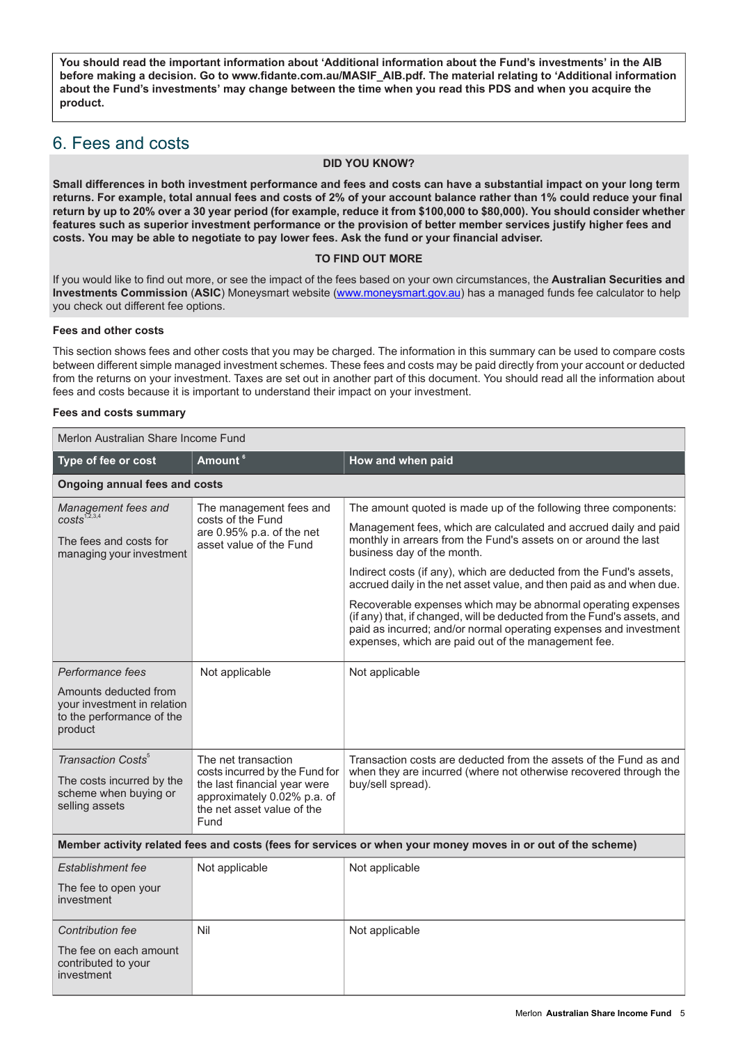**You should read the important information about 'Additional information about the Fund's investments' in the AIB before making a decision. Go to www.fidante.com.au/MASIF_AIB.pdf. The material relating to 'Additional information about the Fund's investments' may change between the time when you read this PDS and when you acquire the product.**

## 6. Fees and costs

**DID YOU KNOW?**

**Small differences in both investment performance and fees and costs can have a substantial impact on your long term returns. For example, total annual fees and costs of 2% of your account balance rather than 1% could reduce your final return by up to 20% over a 30 year period (for example, reduce it from $100,000 to $80,000). You should consider whether features such as superior investment performance or the provision of better member services justify higher fees and costs. You may be able to negotiate to pay lower fees. Ask the fund or your financial adviser.**

**TO FIND OUT MORE**

If you would like to find out more, or see the impact of the fees based on your own circumstances, the **Australian Securities and Investments Commission** (**ASIC**) Moneysmart website (www.moneysmart.gov.au) has a managed funds fee calculator to help you check out different fee options.

**Fees and other costs**

This section shows fees and other costs that you may be charged. The information in this summary can be used to compare costs between different simple managed investment schemes. These fees and costs may be paid directly from your account or deducted from the returns on your investment. Taxes are set out in another part of this document. You should read all the information about fees and costs because it is important to understand their impact on your investment.

**Fees and costs summary**

| Merlon Australian Share Income Fund | | |
|---|---|---|
| **Type of fee or cost** | **Amount** [6] | **How and when paid** |
| **Ongoing annual fees and costs** | | |
| *Management fees and costs*[1,2,3,4]<br><br>The fees and costs for managing your investment | The management fees and costs of the Fund are 0.95% p.a. of the net asset value of the Fund | The amount quoted is made up of the following three components:<br><br>Management fees, which are calculated and accrued daily and paid monthly in arrears from the Fund's assets on or around the last business day of the month.<br><br>Indirect costs (if any), which are deducted from the Fund's assets, accrued daily in the net asset value, and then paid as and when due.<br><br>Recoverable expenses which may be abnormal operating expenses (if any) that, if changed, will be deducted from the Fund's assets, and paid as incurred; and/or normal operating expenses and investment expenses, which are paid out of the management fee. |
| *Performance fees*<br><br>Amounts deducted from your investment in relation to the performance of the product | Not applicable | Not applicable |
| *Transaction Costs*[5]<br><br>The costs incurred by the scheme when buying or selling assets | The net transaction costs incurred by the Fund for the last financial year were approximately 0.02% p.a. of the net asset value of the Fund | Transaction costs are deducted from the assets of the Fund as and when they are incurred (where not otherwise recovered through the buy/sell spread). |
| **Member activity related fees and costs (fees for services or when your money moves in or out of the scheme)** | | |
| *Establishment fee*<br><br>The fee to open your investment | Not applicable | Not applicable |
| *Contribution fee*<br><br>The fee on each amount contributed to your investment | Nil | Not applicable |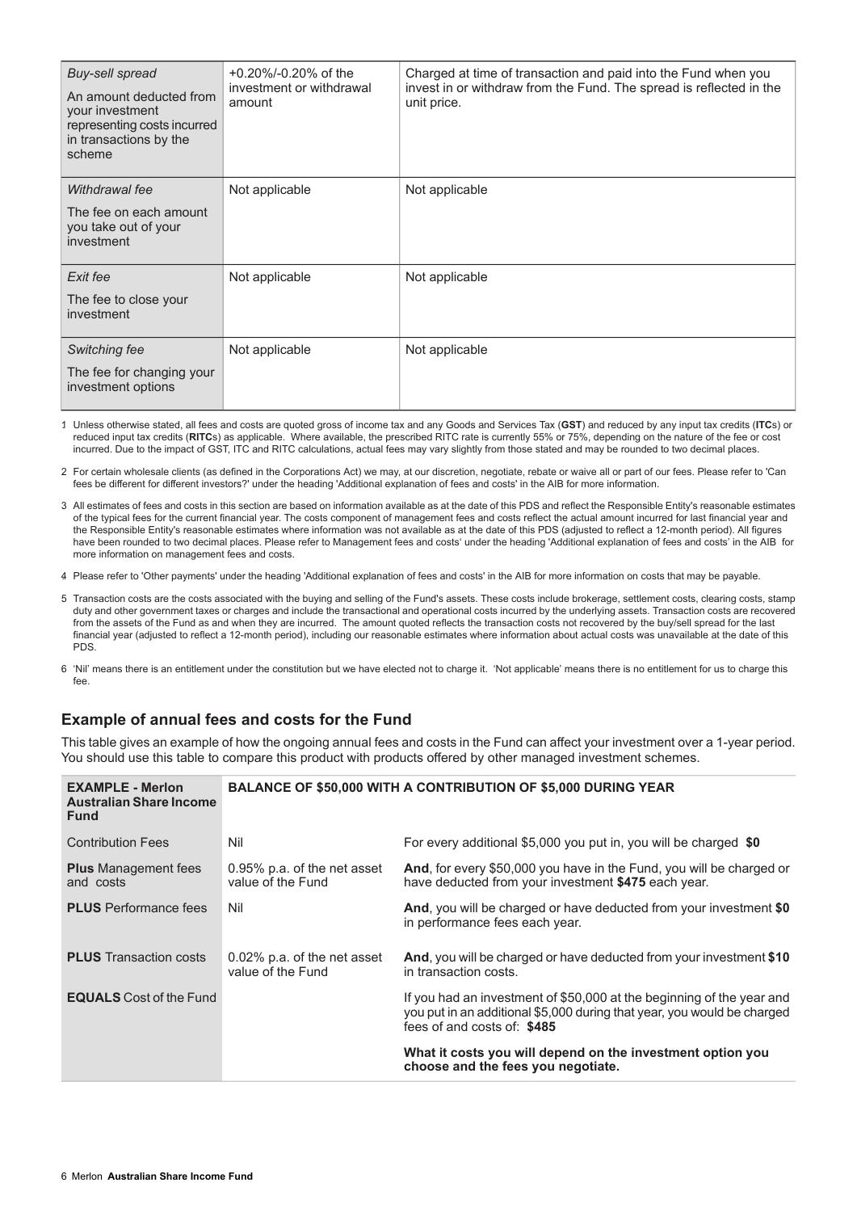| | | |
|---|---|---|
| *Buy-sell spread*<br><br>An amount deducted from your investment representing costs incurred in transactions by the scheme | +0.20%/-0.20% of the investment or withdrawal amount | Charged at time of transaction and paid into the Fund when you invest in or withdraw from the Fund. The spread is reflected in the unit price. |
| *Withdrawal fee*<br><br>The fee on each amount you take out of your investment | Not applicable | Not applicable |
| *Exit fee*<br><br>The fee to close your investment | Not applicable | Not applicable |
| *Switching fee*<br><br>The fee for changing your investment options | Not applicable | Not applicable |

1 Unless otherwise stated, all fees and costs are quoted gross of income tax and any Goods and Services Tax (**GST**) and reduced by any input tax credits (**ITC**s) or reduced input tax credits (**RITC**s) as applicable. Where available, the prescribed RITC rate is currently 55% or 75%, depending on the nature of the fee or cost incurred. Due to the impact of GST, ITC and RITC calculations, actual fees may vary slightly from those stated and may be rounded to two decimal places.

2 For certain wholesale clients (as defined in the Corporations Act) we may, at our discretion, negotiate, rebate or waive all or part of our fees. Please refer to 'Can fees be different for different investors?' under the heading 'Additional explanation of fees and costs' in the AIB for more information.

3 All estimates of fees and costs in this section are based on information available as at the date of this PDS and reflect the Responsible Entity's reasonable estimates of the typical fees for the current financial year. The costs component of management fees and costs reflect the actual amount incurred for last financial year and the Responsible Entity's reasonable estimates where information was not available as at the date of this PDS (adjusted to reflect a 12-month period). All figures have been rounded to two decimal places. Please refer to Management fees and costs' under the heading 'Additional explanation of fees and costs' in the AIB for more information on management fees and costs.

4 Please refer to 'Other payments' under the heading 'Additional explanation of fees and costs' in the AIB for more information on costs that may be payable.

5 Transaction costs are the costs associated with the buying and selling of the Fund's assets. These costs include brokerage, settlement costs, clearing costs, stamp duty and other government taxes or charges and include the transactional and operational costs incurred by the underlying assets. Transaction costs are recovered from the assets of the Fund as and when they are incurred. The amount quoted reflects the transaction costs not recovered by the buy/sell spread for the last financial year (adjusted to reflect a 12-month period), including our reasonable estimates where information about actual costs was unavailable at the date of this PDS.

6 'Nil' means there is an entitlement under the constitution but we have elected not to charge it. 'Not applicable' means there is no entitlement for us to charge this fee.

## Example of annual fees and costs for the Fund

This table gives an example of how the ongoing annual fees and costs in the Fund can affect your investment over a 1-year period. You should use this table to compare this product with products offered by other managed investment schemes.

| **EXAMPLE - Merlon Australian Share Income Fund** | **BALANCE OF $50,000 WITH A CONTRIBUTION OF $5,000 DURING YEAR** | |
|---|---|---|
| Contribution Fees | Nil | For every additional $5,000 you put in, you will be charged **$0** |
| **Plus** Management fees and costs | 0.95% p.a. of the net asset value of the Fund | **And**, for every $50,000 you have in the Fund, you will be charged or have deducted from your investment **$475** each year. |
| **PLUS** Performance fees | Nil | **And**, you will be charged or have deducted from your investment **$0** in performance fees each year. |
| **PLUS** Transaction costs | 0.02% p.a. of the net asset value of the Fund | **And**, you will be charged or have deducted from your investment **$10** in transaction costs. |
| **EQUALS** Cost of the Fund | | If you had an investment of $50,000 at the beginning of the year and you put in an additional $5,000 during that year, you would be charged fees of and costs of: **$485**<br><br>**What it costs you will depend on the investment option you choose and the fees you negotiate.** |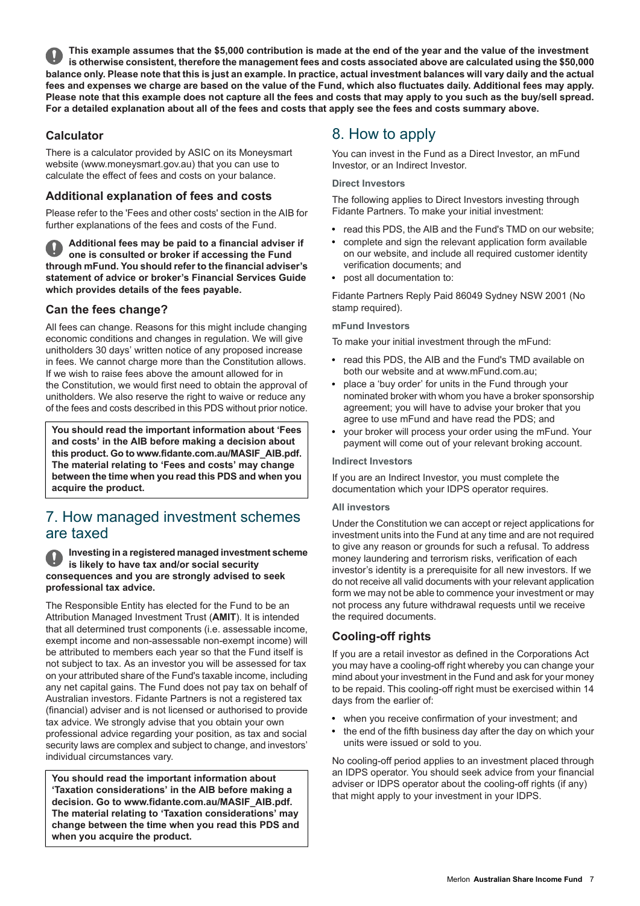**This example assumes that the $5,000 contribution is made at the end of the year and the value of the investment is otherwise consistent, therefore the management fees and costs associated above are calculated using the $50,000 balance only. Please note that this is just an example. In practice, actual investment balances will vary daily and the actual fees and expenses we charge are based on the value of the Fund, which also fluctuates daily. Additional fees may apply. Please note that this example does not capture all the fees and costs that may apply to you such as the buy/sell spread. For a detailed explanation about all of the fees and costs that apply see the fees and costs summary above.**

### Calculator

There is a calculator provided by ASIC on its Moneysmart website (www.moneysmart.gov.au) that you can use to calculate the effect of fees and costs on your balance.

### Additional explanation of fees and costs

Please refer to the 'Fees and other costs' section in the AIB for further explanations of the fees and costs of the Fund.

**Additional fees may be paid to a financial adviser if one is consulted or broker if accessing the Fund through mFund. You should refer to the financial adviser's statement of advice or broker's Financial Services Guide which provides details of the fees payable.**

### Can the fees change?

All fees can change. Reasons for this might include changing economic conditions and changes in regulation. We will give unitholders 30 days' written notice of any proposed increase in fees. We cannot charge more than the Constitution allows. If we wish to raise fees above the amount allowed for in the Constitution, we would first need to obtain the approval of unitholders. We also reserve the right to waive or reduce any of the fees and costs described in this PDS without prior notice.

**You should read the important information about 'Fees and costs' in the AIB before making a decision about this product. Go to www.fidante.com.au/MASIF_AIB.pdf. The material relating to 'Fees and costs' may change between the time when you read this PDS and when you acquire the product.**

## 7. How managed investment schemes are taxed

**Investing in a registered managed investment scheme is likely to have tax and/or social security consequences and you are strongly advised to seek professional tax advice.**

The Responsible Entity has elected for the Fund to be an Attribution Managed Investment Trust (**AMIT**). It is intended that all determined trust components (i.e. assessable income, exempt income and non-assessable non-exempt income) will be attributed to members each year so that the Fund itself is not subject to tax. As an investor you will be assessed for tax on your attributed share of the Fund's taxable income, including any net capital gains. The Fund does not pay tax on behalf of Australian investors. Fidante Partners is not a registered tax (financial) adviser and is not licensed or authorised to provide tax advice. We strongly advise that you obtain your own professional advice regarding your position, as tax and social security laws are complex and subject to change, and investors' individual circumstances vary.

**You should read the important information about 'Taxation considerations' in the AIB before making a decision. Go to www.fidante.com.au/MASIF_AIB.pdf. The material relating to 'Taxation considerations' may change between the time when you read this PDS and when you acquire the product.**

## 8. How to apply

You can invest in the Fund as a Direct Investor, an mFund Investor, or an Indirect Investor.

#### Direct Investors

The following applies to Direct Investors investing through Fidante Partners. To make your initial investment:

- read this PDS, the AIB and the Fund's TMD on our website;
- complete and sign the relevant application form available on our website, and include all required customer identity verification documents; and
- post all documentation to:

Fidante Partners Reply Paid 86049 Sydney NSW 2001 (No stamp required).

#### mFund Investors

To make your initial investment through the mFund:

- read this PDS, the AIB and the Fund's TMD available on both our website and at www.mFund.com.au;
- place a 'buy order' for units in the Fund through your nominated broker with whom you have a broker sponsorship agreement; you will have to advise your broker that you agree to use mFund and have read the PDS; and
- your broker will process your order using the mFund. Your payment will come out of your relevant broking account.

#### Indirect Investors

If you are an Indirect Investor, you must complete the documentation which your IDPS operator requires.

#### All investors

Under the Constitution we can accept or reject applications for investment units into the Fund at any time and are not required to give any reason or grounds for such a refusal. To address money laundering and terrorism risks, verification of each investor's identity is a prerequisite for all new investors. If we do not receive all valid documents with your relevant application form we may not be able to commence your investment or may not process any future withdrawal requests until we receive the required documents.

### Cooling-off rights

If you are a retail investor as defined in the Corporations Act you may have a cooling-off right whereby you can change your mind about your investment in the Fund and ask for your money to be repaid. This cooling-off right must be exercised within 14 days from the earlier of:

- when you receive confirmation of your investment; and
- the end of the fifth business day after the day on which your units were issued or sold to you.

No cooling-off period applies to an investment placed through an IDPS operator. You should seek advice from your financial adviser or IDPS operator about the cooling-off rights (if any) that might apply to your investment in your IDPS.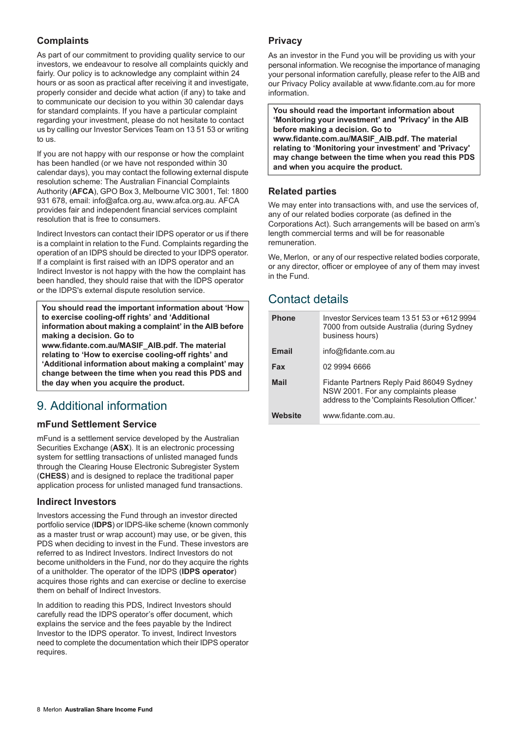### Complaints

As part of our commitment to providing quality service to our investors, we endeavour to resolve all complaints quickly and fairly. Our policy is to acknowledge any complaint within 24 hours or as soon as practical after receiving it and investigate, properly consider and decide what action (if any) to take and to communicate our decision to you within 30 calendar days for standard complaints. If you have a particular complaint regarding your investment, please do not hesitate to contact us by calling our Investor Services Team on 13 51 53 or writing to us.

If you are not happy with our response or how the complaint has been handled (or we have not responded within 30 calendar days), you may contact the following external dispute resolution scheme: The Australian Financial Complaints Authority (**AFCA**), GPO Box 3, Melbourne VIC 3001, Tel: 1800 931 678, email: info@afca.org.au, www.afca.org.au. AFCA provides fair and independent financial services complaint resolution that is free to consumers.

Indirect Investors can contact their IDPS operator or us if there is a complaint in relation to the Fund. Complaints regarding the operation of an IDPS should be directed to your IDPS operator. If a complaint is first raised with an IDPS operator and an Indirect Investor is not happy with the how the complaint has been handled, they should raise that with the IDPS operator or the IDPS's external dispute resolution service.

**You should read the important information about 'How to exercise cooling-off rights' and 'Additional information about making a complaint' in the AIB before making a decision. Go to www.fidante.com.au/MASIF_AIB.pdf. The material relating to 'How to exercise cooling-off rights' and 'Additional information about making a complaint' may change between the time when you read this PDS and the day when you acquire the product.**

## 9. Additional information

### mFund Settlement Service

mFund is a settlement service developed by the Australian Securities Exchange (**ASX**). It is an electronic processing system for settling transactions of unlisted managed funds through the Clearing House Electronic Subregister System (**CHESS**) and is designed to replace the traditional paper application process for unlisted managed fund transactions.

### Indirect Investors

Investors accessing the Fund through an investor directed portfolio service (**IDPS**) or IDPS-like scheme (known commonly as a master trust or wrap account) may use, or be given, this PDS when deciding to invest in the Fund. These investors are referred to as Indirect Investors. Indirect Investors do not become unitholders in the Fund, nor do they acquire the rights of a unitholder. The operator of the IDPS (**IDPS operator**) acquires those rights and can exercise or decline to exercise them on behalf of Indirect Investors.

In addition to reading this PDS, Indirect Investors should carefully read the IDPS operator's offer document, which explains the service and the fees payable by the Indirect Investor to the IDPS operator. To invest, Indirect Investors need to complete the documentation which their IDPS operator requires.

### Privacy

As an investor in the Fund you will be providing us with your personal information. We recognise the importance of managing your personal information carefully, please refer to the AIB and our Privacy Policy available at www.fidante.com.au for more information.

**You should read the important information about 'Monitoring your investment' and 'Privacy' in the AIB before making a decision. Go to www.fidante.com.au/MASIF_AIB.pdf. The material relating to 'Monitoring your investment' and 'Privacy' may change between the time when you read this PDS and when you acquire the product.**

### Related parties

We may enter into transactions with, and use the services of, any of our related bodies corporate (as defined in the Corporations Act). Such arrangements will be based on arm's length commercial terms and will be for reasonable remuneration.

We, Merlon, or any of our respective related bodies corporate, or any director, officer or employee of any of them may invest in the Fund.

## Contact details

| | |
|---|---|
| **Phone** | Investor Services team 13 51 53 or +612 9994 7000 from outside Australia (during Sydney business hours) |
| **Email** | info@fidante.com.au |
| **Fax** | 02 9994 6666 |
| **Mail** | Fidante Partners Reply Paid 86049 Sydney NSW 2001. For any complaints please address to the 'Complaints Resolution Officer.' |
| **Website** | www.fidante.com.au. |